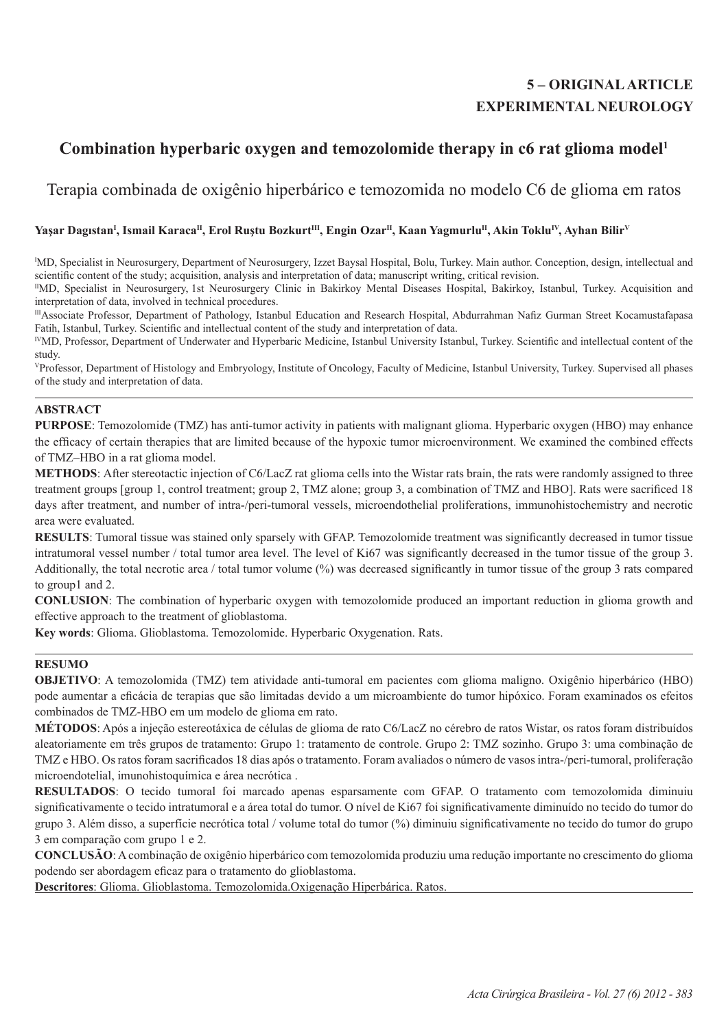**5 – ORIGINAL ARTICLE**
**EXPERIMENTAL NEUROLOGY**

# Combination hyperbaric oxygen and temozolomide therapy in c6 rat glioma model[1]

## Terapia combinada de oxigênio hiperbárico e temozomida no modelo C6 de glioma em ratos

**Yaşar Dagıstan[I], Ismail Karaca[II], Erol Ruştu Bozkurt[III], Engin Ozar[II], Kaan Yagmurlu[II], Akin Toklu[IV], Ayhan Bilir[V]**

[I]MD, Specialist in Neurosurgery, Department of Neurosurgery, Izzet Baysal Hospital, Bolu, Turkey. Main author. Conception, design, intellectual and scientific content of the study; acquisition, analysis and interpretation of data; manuscript writing, critical revision.

[II]MD, Specialist in Neurosurgery, 1st Neurosurgery Clinic in Bakirkoy Mental Diseases Hospital, Bakirkoy, Istanbul, Turkey. Acquisition and interpretation of data, involved in technical procedures.

[III]Associate Professor, Department of Pathology, Istanbul Education and Research Hospital, Abdurrahman Nafiz Gurman Street Kocamustafapasa Fatih, Istanbul, Turkey. Scientific and intellectual content of the study and interpretation of data.

[IV]MD, Professor, Department of Underwater and Hyperbaric Medicine, Istanbul University Istanbul, Turkey. Scientific and intellectual content of the study.

[V]Professor, Department of Histology and Embryology, Institute of Oncology, Faculty of Medicine, Istanbul University, Turkey. Supervised all phases of the study and interpretation of data.

---

### ABSTRACT

**PURPOSE**: Temozolomide (TMZ) has anti-tumor activity in patients with malignant glioma. Hyperbaric oxygen (HBO) may enhance the efficacy of certain therapies that are limited because of the hypoxic tumor microenvironment. We examined the combined effects of TMZ–HBO in a rat glioma model.

**METHODS**: After stereotactic injection of C6/LacZ rat glioma cells into the Wistar rats brain, the rats were randomly assigned to three treatment groups [group 1, control treatment; group 2, TMZ alone; group 3, a combination of TMZ and HBO]. Rats were sacrificed 18 days after treatment, and number of intra-/peri-tumoral vessels, microendothelial proliferations, immunohistochemistry and necrotic area were evaluated.

**RESULTS**: Tumoral tissue was stained only sparsely with GFAP. Temozolomide treatment was significantly decreased in tumor tissue intratumoral vessel number / total tumor area level. The level of Ki67 was significantly decreased in the tumor tissue of the group 3. Additionally, the total necrotic area / total tumor volume (%) was decreased significantly in tumor tissue of the group 3 rats compared to group1 and 2.

**CONLUSION**: The combination of hyperbaric oxygen with temozolomide produced an important reduction in glioma growth and effective approach to the treatment of glioblastoma.

**Key words**: Glioma. Glioblastoma. Temozolomide. Hyperbaric Oxygenation. Rats.

---

### RESUMO

**OBJETIVO**: A temozolomida (TMZ) tem atividade anti-tumoral em pacientes com glioma maligno. Oxigênio hiperbárico (HBO) pode aumentar a eficácia de terapias que são limitadas devido a um microambiente do tumor hipóxico. Foram examinados os efeitos combinados de TMZ-HBO em um modelo de glioma em rato.

**MÉTODOS**: Após a injeção estereotáxica de células de glioma de rato C6/LacZ no cérebro de ratos Wistar, os ratos foram distribuídos aleatoriamente em três grupos de tratamento: Grupo 1: tratamento de controle. Grupo 2: TMZ sozinho. Grupo 3: uma combinação de TMZ e HBO. Os ratos foram sacrificados 18 dias após o tratamento. Foram avaliados o número de vasos intra-/peri-tumoral, proliferação microendotelial, imunohistoquímica e área necrótica .

**RESULTADOS**: O tecido tumoral foi marcado apenas esparsamente com GFAP. O tratamento com temozolomida diminuiu significativamente o tecido intratumoral e a área total do tumor. O nível de Ki67 foi significativamente diminuído no tecido do tumor do grupo 3. Além disso, a superfície necrótica total / volume total do tumor (%) diminuiu significativamente no tecido do tumor do grupo 3 em comparação com grupo 1 e 2.

**CONCLUSÃO**: A combinação de oxigênio hiperbárico com temozolomida produziu uma redução importante no crescimento do glioma podendo ser abordagem eficaz para o tratamento do glioblastoma.

**Descritores**: Glioma. Glioblastoma. Temozolomida.Oxigenação Hiperbárica. Ratos.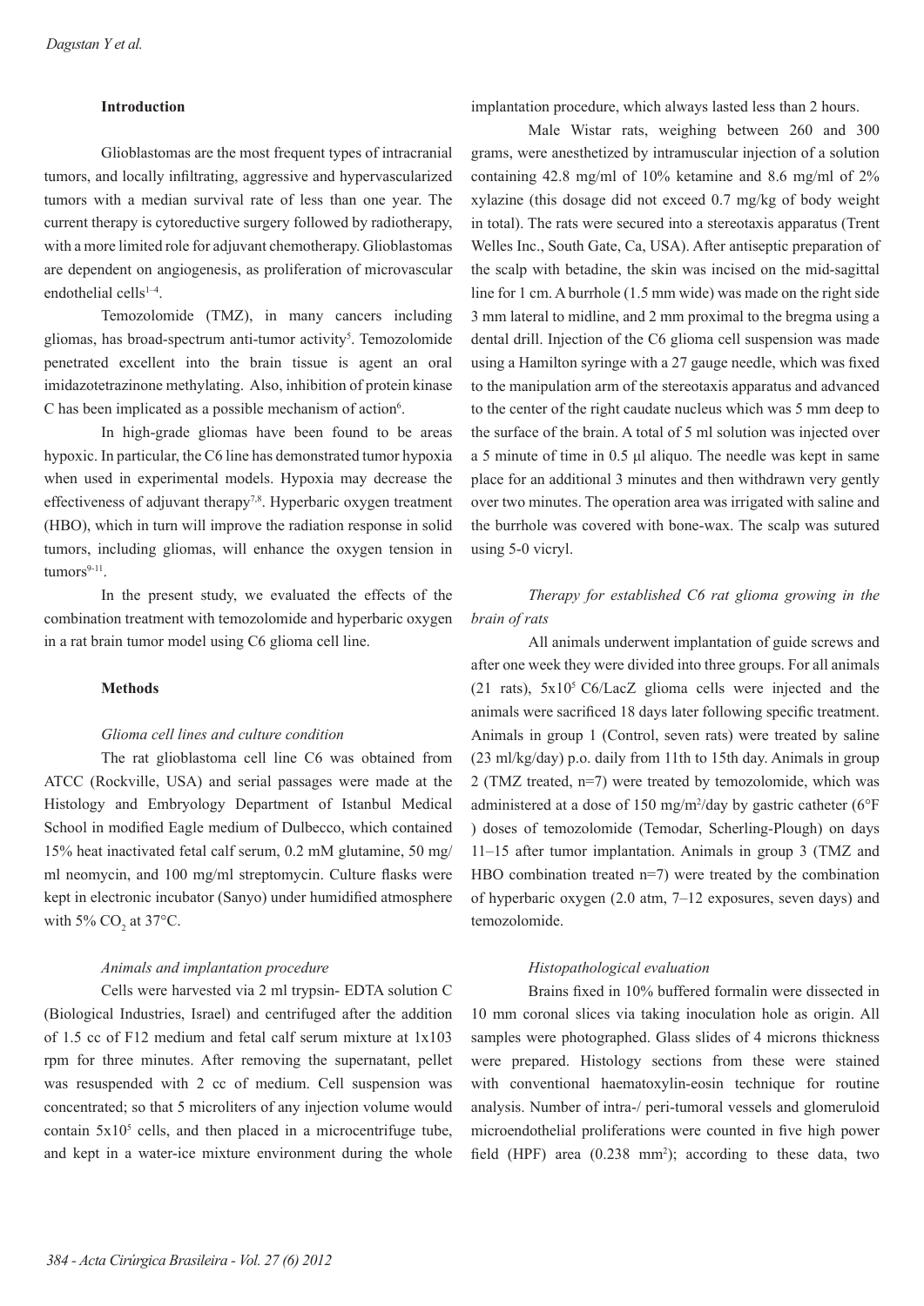## Introduction

Glioblastomas are the most frequent types of intracranial tumors, and locally infiltrating, aggressive and hypervascularized tumors with a median survival rate of less than one year. The current therapy is cytoreductive surgery followed by radiotherapy, with a more limited role for adjuvant chemotherapy. Glioblastomas are dependent on angiogenesis, as proliferation of microvascular endothelial cells[1–4].

Temozolomide (TMZ), in many cancers including gliomas, has broad-spectrum anti-tumor activity[5]. Temozolomide penetrated excellent into the brain tissue is agent an oral imidazotetrazinone methylating. Also, inhibition of protein kinase C has been implicated as a possible mechanism of action[6].

In high-grade gliomas have been found to be areas hypoxic. In particular, the C6 line has demonstrated tumor hypoxia when used in experimental models. Hypoxia may decrease the effectiveness of adjuvant therapy[7,8]. Hyperbaric oxygen treatment (HBO), which in turn will improve the radiation response in solid tumors, including gliomas, will enhance the oxygen tension in tumors[9-11].

In the present study, we evaluated the effects of the combination treatment with temozolomide and hyperbaric oxygen in a rat brain tumor model using C6 glioma cell line.

## Methods

### *Glioma cell lines and culture condition*

The rat glioblastoma cell line C6 was obtained from ATCC (Rockville, USA) and serial passages were made at the Histology and Embryology Department of Istanbul Medical School in modified Eagle medium of Dulbecco, which contained 15% heat inactivated fetal calf serum, 0.2 mM glutamine, 50 mg/ml neomycin, and 100 mg/ml streptomycin. Culture flasks were kept in electronic incubator (Sanyo) under humidified atmosphere with 5% $CO_2$ at 37°C.

### *Animals and implantation procedure*

Cells were harvested via 2 ml trypsin- EDTA solution C (Biological Industries, Israel) and centrifuged after the addition of 1.5 cc of F12 medium and fetal calf serum mixture at 1x103 rpm for three minutes. After removing the supernatant, pellet was resuspended with 2 cc of medium. Cell suspension was concentrated; so that 5 microliters of any injection volume would contain $5x10^5$ cells, and then placed in a microcentrifuge tube, and kept in a water-ice mixture environment during the whole implantation procedure, which always lasted less than 2 hours.

Male Wistar rats, weighing between 260 and 300 grams, were anesthetized by intramuscular injection of a solution containing 42.8 mg/ml of 10% ketamine and 8.6 mg/ml of 2% xylazine (this dosage did not exceed 0.7 mg/kg of body weight in total). The rats were secured into a stereotaxis apparatus (Trent Welles Inc., South Gate, Ca, USA). After antiseptic preparation of the scalp with betadine, the skin was incised on the mid-sagittal line for 1 cm. A burrhole (1.5 mm wide) was made on the right side 3 mm lateral to midline, and 2 mm proximal to the bregma using a dental drill. Injection of the C6 glioma cell suspension was made using a Hamilton syringe with a 27 gauge needle, which was fixed to the manipulation arm of the stereotaxis apparatus and advanced to the center of the right caudate nucleus which was 5 mm deep to the surface of the brain. A total of 5 ml solution was injected over a 5 minute of time in 0.5 µl aliquo. The needle was kept in same place for an additional 3 minutes and then withdrawn very gently over two minutes. The operation area was irrigated with saline and the burrhole was covered with bone-wax. The scalp was sutured using 5-0 vicryl.

### *Therapy for established C6 rat glioma growing in the brain of rats*

All animals underwent implantation of guide screws and after one week they were divided into three groups. For all animals (21 rats), $5x10^5$ C6/LacZ glioma cells were injected and the animals were sacrificed 18 days later following specific treatment. Animals in group 1 (Control, seven rats) were treated by saline (23 ml/kg/day) p.o. daily from 11th to 15th day. Animals in group 2 (TMZ treated, n=7) were treated by temozolomide, which was administered at a dose of 150 mg/m$^2$/day by gastric catheter (6°F ) doses of temozolomide (Temodar, Scherling-Plough) on days 11–15 after tumor implantation. Animals in group 3 (TMZ and HBO combination treated n=7) were treated by the combination of hyperbaric oxygen (2.0 atm, 7–12 exposures, seven days) and temozolomide.

### *Histopathological evaluation*

Brains fixed in 10% buffered formalin were dissected in 10 mm coronal slices via taking inoculation hole as origin. All samples were photographed. Glass slides of 4 microns thickness were prepared. Histology sections from these were stained with conventional haematoxylin-eosin technique for routine analysis. Number of intra-/ peri-tumoral vessels and glomeruloid microendothelial proliferations were counted in five high power field (HPF) area (0.238 mm$^2$); according to these data, two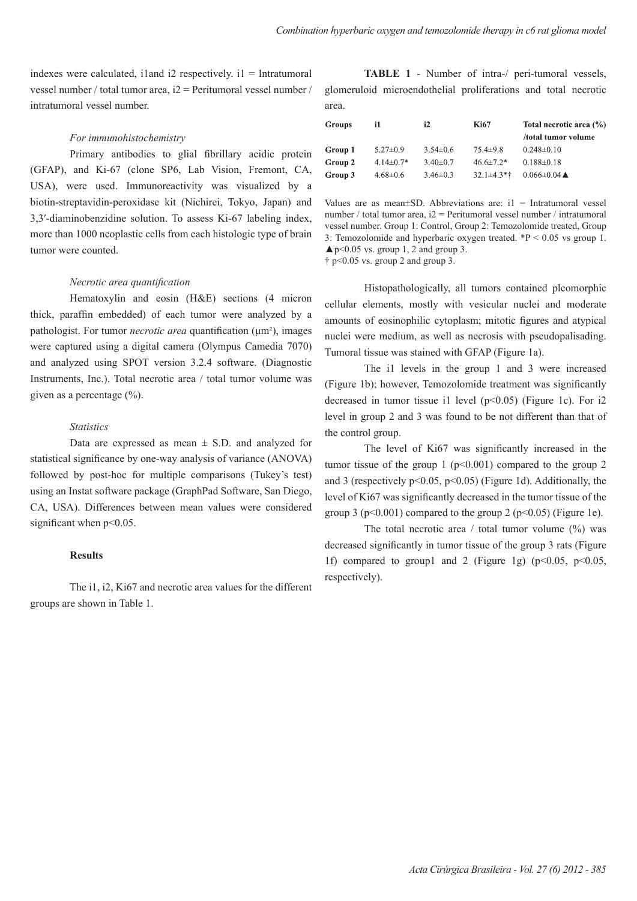indexes were calculated, i1and i2 respectively. i1 = Intratumoral vessel number / total tumor area, i2 = Peritumoral vessel number / intratumoral vessel number.

### *For immunohistochemistry*

Primary antibodies to glial fibrillary acidic protein (GFAP), and Ki-67 (clone SP6, Lab Vision, Fremont, CA, USA), were used. Immunoreactivity was visualized by a biotin-streptavidin-peroxidase kit (Nichirei, Tokyo, Japan) and 3,3′-diaminobenzidine solution. To assess Ki-67 labeling index, more than 1000 neoplastic cells from each histologic type of brain tumor were counted.

### *Necrotic area quantification*

Hematoxylin and eosin (H&E) sections (4 micron thick, paraffin embedded) of each tumor were analyzed by a pathologist. For tumor *necrotic area* quantification (μm²), images were captured using a digital camera (Olympus Camedia 7070) and analyzed using SPOT version 3.2.4 software. (Diagnostic Instruments, Inc.). Total necrotic area / total tumor volume was given as a percentage (%).

### *Statistics*

Data are expressed as mean ± S.D. and analyzed for statistical significance by one-way analysis of variance (ANOVA) followed by post-hoc for multiple comparisons (Tukey's test) using an Instat software package (GraphPad Software, San Diego, CA, USA). Differences between mean values were considered significant when $p<0.05$.

## Results

The i1, i2, Ki67 and necrotic area values for the different groups are shown in Table 1.

**TABLE 1** - Number of intra-/ peri-tumoral vessels, glomeruloid microendothelial proliferations and total necrotic area.

| Groups | i1 | i2 | Ki67 | Total necrotic area (%) /total tumor volume |
|---|---|---|---|---|
| Group 1 | 5.27±0.9 | 3.54±0.6 | 75.4±9.8 | 0.248±0.10 |
| Group 2 | 4.14±0.7* | 3.40±0.7 | 46.6±7.2* | 0.188±0.18 |
| Group 3 | 4.68±0.6 | 3.46±0.3 | 32.1±4.3*† | 0.066±0.04▲ |

Values are as mean±SD. Abbreviations are: i1 = Intratumoral vessel number / total tumor area, i2 = Peritumoral vessel number / intratumoral vessel number. Group 1: Control, Group 2: Temozolomide treated, Group 3: Temozolomide and hyperbaric oxygen treated. *P < 0.05 vs group 1. ▲p<0.05 vs. group 1, 2 and group 3.
† p<0.05 vs. group 2 and group 3.

Histopathologically, all tumors contained pleomorphic cellular elements, mostly with vesicular nuclei and moderate amounts of eosinophilic cytoplasm; mitotic figures and atypical nuclei were medium, as well as necrosis with pseudopalisading. Tumoral tissue was stained with GFAP (Figure 1a).

The i1 levels in the group 1 and 3 were increased (Figure 1b); however, Temozolomide treatment was significantly decreased in tumor tissue i1 level ($p<0.05$) (Figure 1c). For i2 level in group 2 and 3 was found to be not different than that of the control group.

The level of Ki67 was significantly increased in the tumor tissue of the group 1 ($p<0.001$) compared to the group 2 and 3 (respectively $p<0.05$, $p<0.05$) (Figure 1d). Additionally, the level of Ki67 was significantly decreased in the tumor tissue of the group 3 ($p<0.001$) compared to the group 2 ($p<0.05$) (Figure 1e).

The total necrotic area / total tumor volume (%) was decreased significantly in tumor tissue of the group 3 rats (Figure 1f) compared to group1 and 2 (Figure 1g) ($p<0.05$, $p<0.05$, respectively).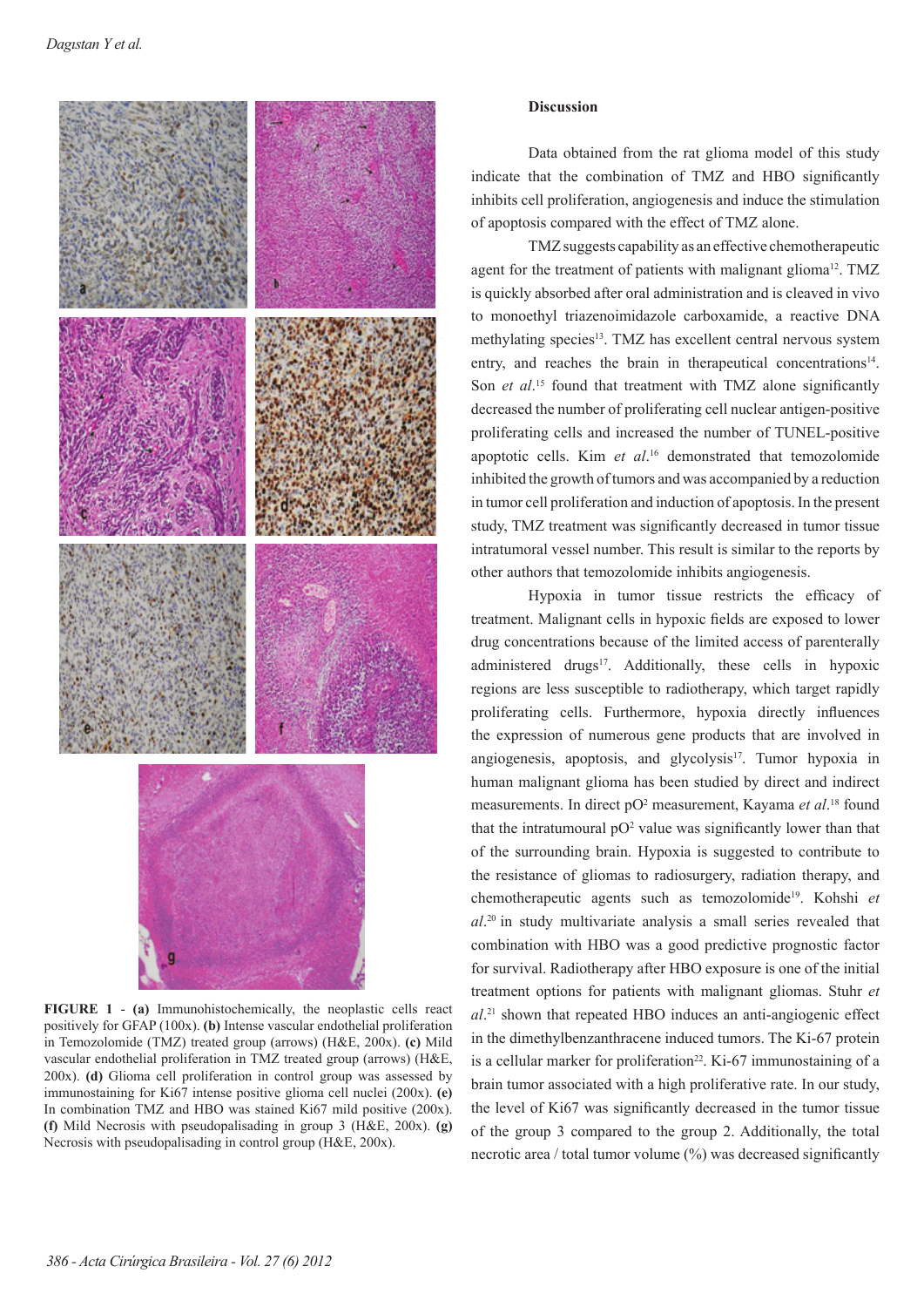**FIGURE 1** - **(a)** Immunohistochemically, the neoplastic cells react positively for GFAP (100x). **(b)** Intense vascular endothelial proliferation in Temozolomide (TMZ) treated group (arrows) (H&E, 200x). **(c)** Mild vascular endothelial proliferation in TMZ treated group (arrows) (H&E, 200x). **(d)** Glioma cell proliferation in control group was assessed by immunostaining for Ki67 intense positive glioma cell nuclei (200x). **(e)** In combination TMZ and HBO was stained Ki67 mild positive (200x). **(f)** Mild Necrosis with pseudopalisading in group 3 (H&E, 200x). **(g)** Necrosis with pseudopalisading in control group (H&E, 200x).

## Discussion

Data obtained from the rat glioma model of this study indicate that the combination of TMZ and HBO significantly inhibits cell proliferation, angiogenesis and induce the stimulation of apoptosis compared with the effect of TMZ alone.

TMZ suggests capability as an effective chemotherapeutic agent for the treatment of patients with malignant glioma[12]. TMZ is quickly absorbed after oral administration and is cleaved in vivo to monoethyl triazenoimidazole carboxamide, a reactive DNA methylating species[13]. TMZ has excellent central nervous system entry, and reaches the brain in therapeutical concentrations[14]. Son *et al*.[15] found that treatment with TMZ alone significantly decreased the number of proliferating cell nuclear antigen-positive proliferating cells and increased the number of TUNEL-positive apoptotic cells. Kim *et al*.[16] demonstrated that temozolomide inhibited the growth of tumors and was accompanied by a reduction in tumor cell proliferation and induction of apoptosis. In the present study, TMZ treatment was significantly decreased in tumor tissue intratumoral vessel number. This result is similar to the reports by other authors that temozolomide inhibits angiogenesis.

Hypoxia in tumor tissue restricts the efficacy of treatment. Malignant cells in hypoxic fields are exposed to lower drug concentrations because of the limited access of parenterally administered drugs[17]. Additionally, these cells in hypoxic regions are less susceptible to radiotherapy, which target rapidly proliferating cells. Furthermore, hypoxia directly influences the expression of numerous gene products that are involved in angiogenesis, apoptosis, and glycolysis[17]. Tumor hypoxia in human malignant glioma has been studied by direct and indirect measurements. In direct $pO^2$ measurement, Kayama *et al*.[18] found that the intratumoural $pO^2$ value was significantly lower than that of the surrounding brain. Hypoxia is suggested to contribute to the resistance of gliomas to radiosurgery, radiation therapy, and chemotherapeutic agents such as temozolomide[19]. Kohshi *et al*.[20] in study multivariate analysis a small series revealed that combination with HBO was a good predictive prognostic factor for survival. Radiotherapy after HBO exposure is one of the initial treatment options for patients with malignant gliomas. Stuhr *et al*.[21] shown that repeated HBO induces an anti-angiogenic effect in the dimethylbenzanthracene induced tumors. The Ki-67 protein is a cellular marker for proliferation[22]. Ki-67 immunostaining of a brain tumor associated with a high proliferative rate. In our study, the level of Ki67 was significantly decreased in the tumor tissue of the group 3 compared to the group 2. Additionally, the total necrotic area / total tumor volume (%) was decreased significantly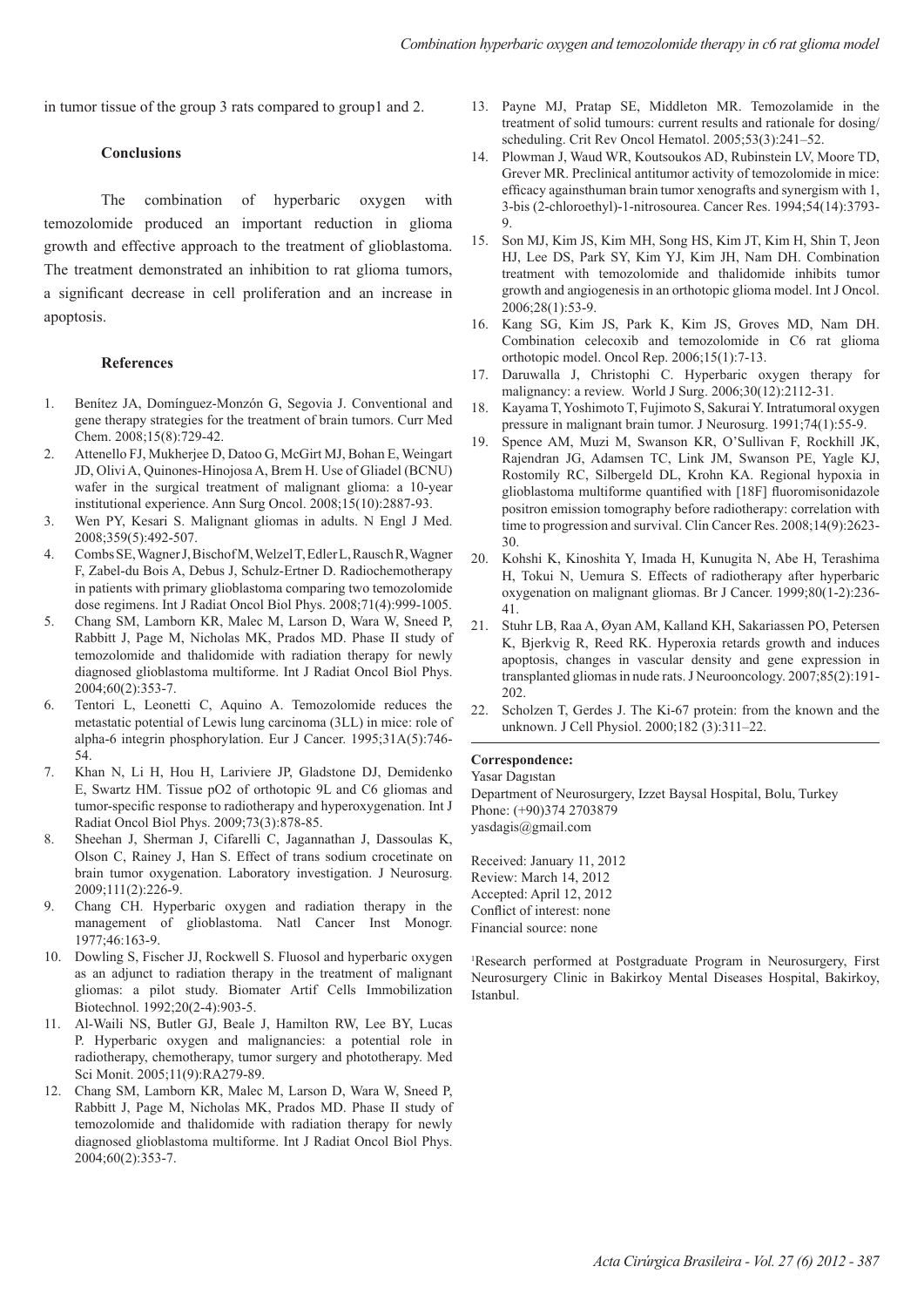in tumor tissue of the group 3 rats compared to group1 and 2.

## Conclusions

The combination of hyperbaric oxygen with temozolomide produced an important reduction in glioma growth and effective approach to the treatment of glioblastoma. The treatment demonstrated an inhibition to rat glioma tumors, a significant decrease in cell proliferation and an increase in apoptosis.

## References

1. Benítez JA, Domínguez-Monzón G, Segovia J. Conventional and gene therapy strategies for the treatment of brain tumors. Curr Med Chem. 2008;15(8):729-42.
2. Attenello FJ, Mukherjee D, Datoo G, McGirt MJ, Bohan E, Weingart JD, Olivi A, Quinones-Hinojosa A, Brem H. Use of Gliadel (BCNU) wafer in the surgical treatment of malignant glioma: a 10-year institutional experience. Ann Surg Oncol. 2008;15(10):2887-93.
3. Wen PY, Kesari S. Malignant gliomas in adults. N Engl J Med. 2008;359(5):492-507.
4. Combs SE, Wagner J, Bischof M, Welzel T, Edler L, Rausch R, Wagner F, Zabel-du Bois A, Debus J, Schulz-Ertner D. Radiochemotherapy in patients with primary glioblastoma comparing two temozolomide dose regimens. Int J Radiat Oncol Biol Phys. 2008;71(4):999-1005.
5. Chang SM, Lamborn KR, Malec M, Larson D, Wara W, Sneed P, Rabbitt J, Page M, Nicholas MK, Prados MD. Phase II study of temozolomide and thalidomide with radiation therapy for newly diagnosed glioblastoma multiforme. Int J Radiat Oncol Biol Phys. 2004;60(2):353-7.
6. Tentori L, Leonetti C, Aquino A. Temozolomide reduces the metastatic potential of Lewis lung carcinoma (3LL) in mice: role of alpha-6 integrin phosphorylation. Eur J Cancer. 1995;31A(5):746-54.
7. Khan N, Li H, Hou H, Lariviere JP, Gladstone DJ, Demidenko E, Swartz HM. Tissue pO2 of orthotopic 9L and C6 gliomas and tumor-specific response to radiotherapy and hyperoxygenation. Int J Radiat Oncol Biol Phys. 2009;73(3):878-85.
8. Sheehan J, Sherman J, Cifarelli C, Jagannathan J, Dassoulas K, Olson C, Rainey J, Han S. Effect of trans sodium crocetinate on brain tumor oxygenation. Laboratory investigation. J Neurosurg. 2009;111(2):226-9.
9. Chang CH. Hyperbaric oxygen and radiation therapy in the management of glioblastoma. Natl Cancer Inst Monogr. 1977;46:163-9.
10. Dowling S, Fischer JJ, Rockwell S. Fluosol and hyperbaric oxygen as an adjunct to radiation therapy in the treatment of malignant gliomas: a pilot study. Biomater Artif Cells Immobilization Biotechnol. 1992;20(2-4):903-5.
11. Al-Waili NS, Butler GJ, Beale J, Hamilton RW, Lee BY, Lucas P. Hyperbaric oxygen and malignancies: a potential role in radiotherapy, chemotherapy, tumor surgery and phototherapy. Med Sci Monit. 2005;11(9):RA279-89.
12. Chang SM, Lamborn KR, Malec M, Larson D, Wara W, Sneed P, Rabbitt J, Page M, Nicholas MK, Prados MD. Phase II study of temozolomide and thalidomide with radiation therapy for newly diagnosed glioblastoma multiforme. Int J Radiat Oncol Biol Phys. 2004;60(2):353-7.
13. Payne MJ, Pratap SE, Middleton MR. Temozolamide in the treatment of solid tumours: current results and rationale for dosing/scheduling. Crit Rev Oncol Hematol. 2005;53(3):241–52.
14. Plowman J, Waud WR, Koutsoukos AD, Rubinstein LV, Moore TD, Grever MR. Preclinical antitumor activity of temozolomide in mice: efficacy againsthuman brain tumor xenografts and synergism with 1, 3-bis (2-chloroethyl)-1-nitrosourea. Cancer Res. 1994;54(14):3793-9.
15. Son MJ, Kim JS, Kim MH, Song HS, Kim JT, Kim H, Shin T, Jeon HJ, Lee DS, Park SY, Kim YJ, Kim JH, Nam DH. Combination treatment with temozolomide and thalidomide inhibits tumor growth and angiogenesis in an orthotopic glioma model. Int J Oncol. 2006;28(1):53-9.
16. Kang SG, Kim JS, Park K, Kim JS, Groves MD, Nam DH. Combination celecoxib and temozolomide in C6 rat glioma orthotopic model. Oncol Rep. 2006;15(1):7-13.
17. Daruwalla J, Christophi C. Hyperbaric oxygen therapy for malignancy: a review. World J Surg. 2006;30(12):2112-31.
18. Kayama T, Yoshimoto T, Fujimoto S, Sakurai Y. Intratumoral oxygen pressure in malignant brain tumor. J Neurosurg. 1991;74(1):55-9.
19. Spence AM, Muzi M, Swanson KR, O'Sullivan F, Rockhill JK, Rajendran JG, Adamsen TC, Link JM, Swanson PE, Yagle KJ, Rostomily RC, Silbergeld DL, Krohn KA. Regional hypoxia in glioblastoma multiforme quantified with [18F] fluoromisonidazole positron emission tomography before radiotherapy: correlation with time to progression and survival. Clin Cancer Res. 2008;14(9):2623-30.
20. Kohshi K, Kinoshita Y, Imada H, Kunugita N, Abe H, Terashima H, Tokui N, Uemura S. Effects of radiotherapy after hyperbaric oxygenation on malignant gliomas. Br J Cancer. 1999;80(1-2):236-41.
21. Stuhr LB, Raa A, Øyan AM, Kalland KH, Sakariassen PO, Petersen K, Bjerkvig R, Reed RK. Hyperoxia retards growth and induces apoptosis, changes in vascular density and gene expression in transplanted gliomas in nude rats. J Neurooncology. 2007;85(2):191-202.
22. Scholzen T, Gerdes J. The Ki-67 protein: from the known and the unknown. J Cell Physiol. 2000;182 (3):311–22.

**Correspondence:**
Yasar Dagıstan
Department of Neurosurgery, Izzet Baysal Hospital, Bolu, Turkey
Phone: (+90)374 2703879
yasdagis@gmail.com

Received: January 11, 2012
Review: March 14, 2012
Accepted: April 12, 2012
Conflict of interest: none
Financial source: none

[1]Research performed at Postgraduate Program in Neurosurgery, First Neurosurgery Clinic in Bakirkoy Mental Diseases Hospital, Bakirkoy, Istanbul.